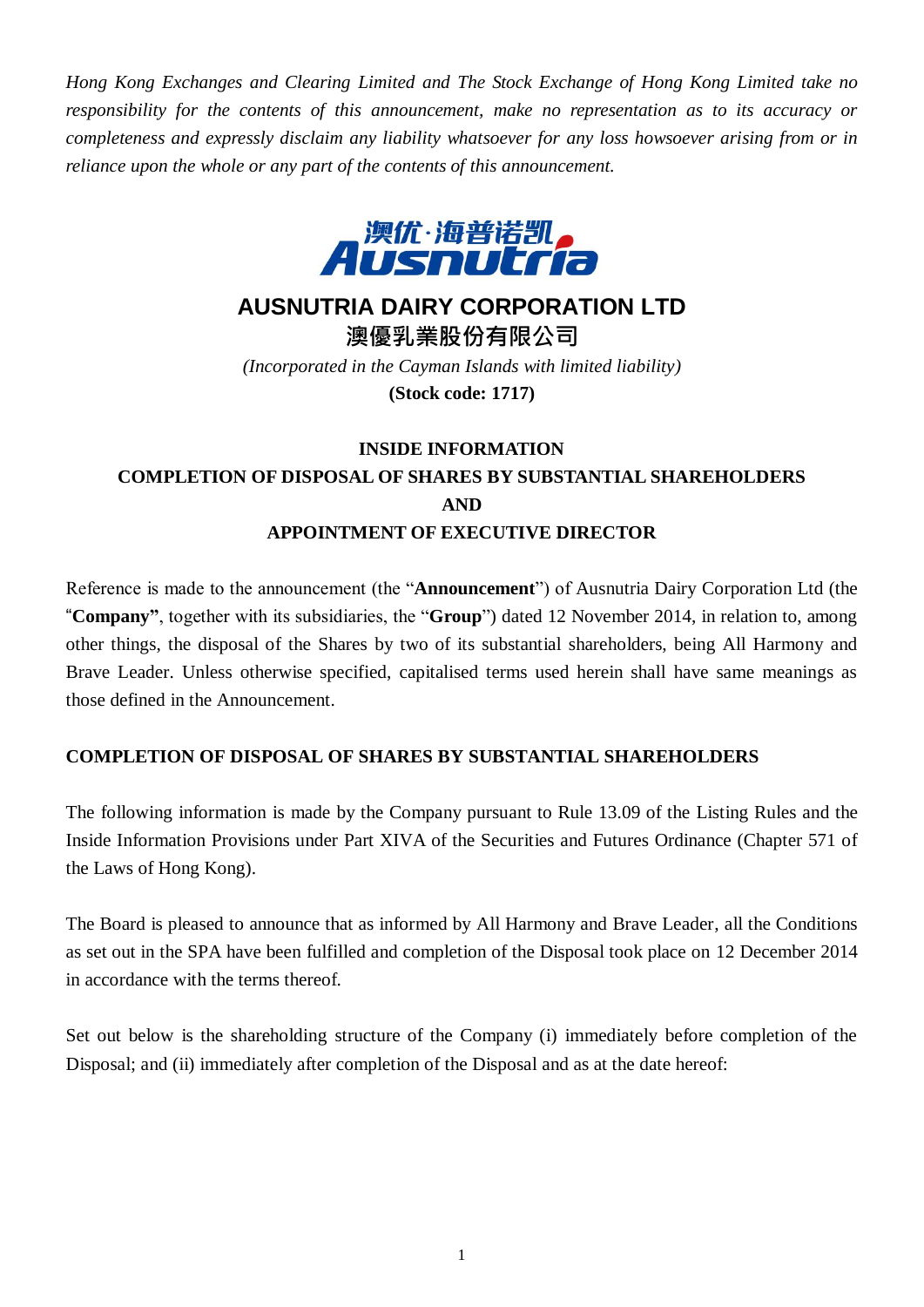*Hong Kong Exchanges and Clearing Limited and The Stock Exchange of Hong Kong Limited take no responsibility for the contents of this announcement, make no representation as to its accuracy or completeness and expressly disclaim any liability whatsoever for any loss howsoever arising from or in reliance upon the whole or any part of the contents of this announcement.*

# AUSNUTRIA DAIRY CORPORATION LTD
# 澳優乳業股份有限公司

*(Incorporated in the Cayman Islands with limited liability)*

**(Stock code: 1717)**

## INSIDE INFORMATION
## COMPLETION OF DISPOSAL OF SHARES BY SUBSTANTIAL SHAREHOLDERS
## AND
## APPOINTMENT OF EXECUTIVE DIRECTOR

Reference is made to the announcement (the "**Announcement**") of Ausnutria Dairy Corporation Ltd (the "**Company**", together with its subsidiaries, the "**Group**") dated 12 November 2014, in relation to, among other things, the disposal of the Shares by two of its substantial shareholders, being All Harmony and Brave Leader. Unless otherwise specified, capitalised terms used herein shall have same meanings as those defined in the Announcement.

## COMPLETION OF DISPOSAL OF SHARES BY SUBSTANTIAL SHAREHOLDERS

The following information is made by the Company pursuant to Rule 13.09 of the Listing Rules and the Inside Information Provisions under Part XIVA of the Securities and Futures Ordinance (Chapter 571 of the Laws of Hong Kong).

The Board is pleased to announce that as informed by All Harmony and Brave Leader, all the Conditions as set out in the SPA have been fulfilled and completion of the Disposal took place on 12 December 2014 in accordance with the terms thereof.

Set out below is the shareholding structure of the Company (i) immediately before completion of the Disposal; and (ii) immediately after completion of the Disposal and as at the date hereof: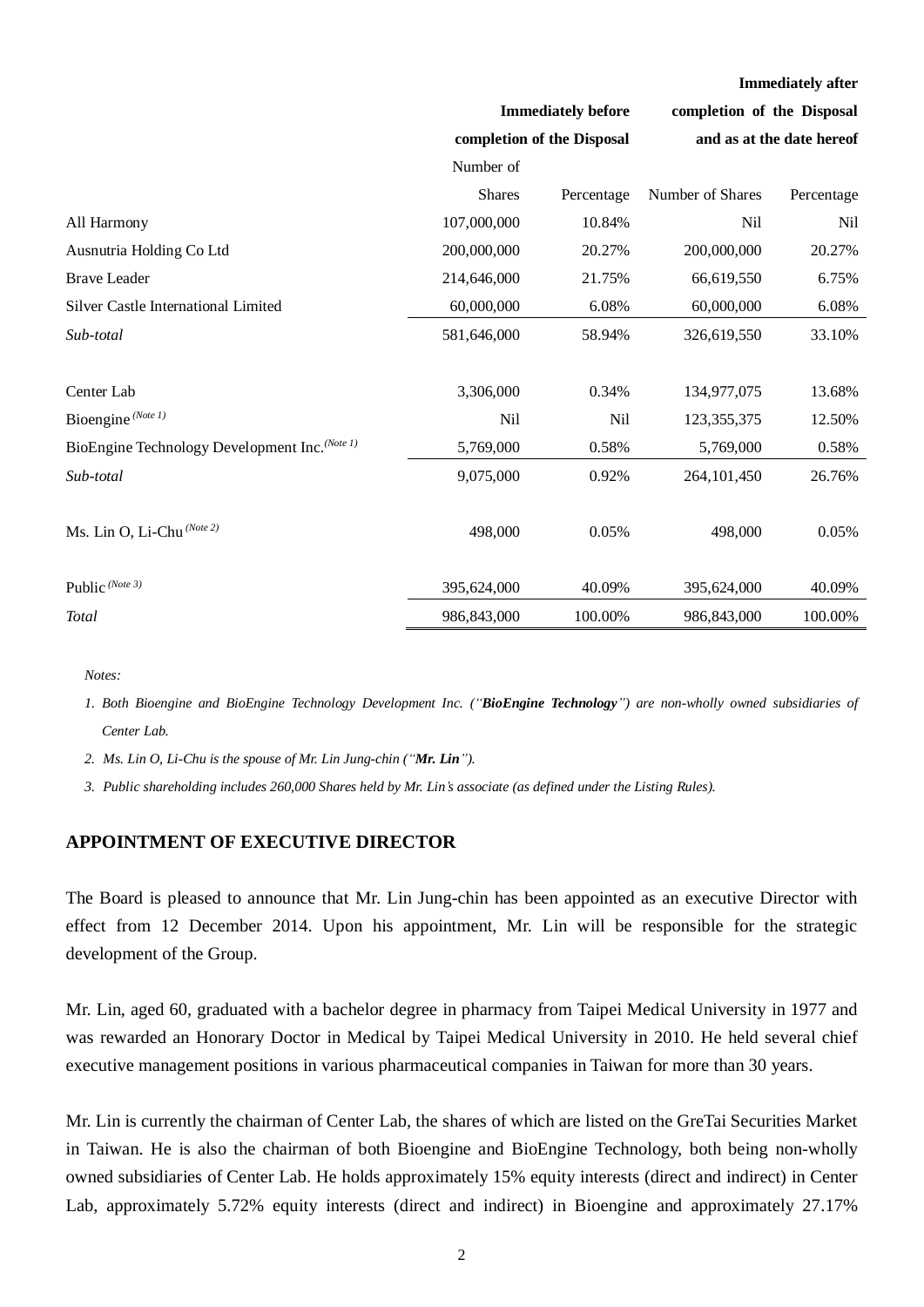| | Immediately before completion of the Disposal | | Immediately after completion of the Disposal and as at the date hereof | |
|---|---|---|---|---|
| | Number of Shares | Percentage | Number of Shares | Percentage |
| All Harmony | 107,000,000 | 10.84% | Nil | Nil |
| Ausnutria Holding Co Ltd | 200,000,000 | 20.27% | 200,000,000 | 20.27% |
| Brave Leader | 214,646,000 | 21.75% | 66,619,550 | 6.75% |
| Silver Castle International Limited | 60,000,000 | 6.08% | 60,000,000 | 6.08% |
| *Sub-total* | 581,646,000 | 58.94% | 326,619,550 | 33.10% |
| | | | | |
| Center Lab | 3,306,000 | 0.34% | 134,977,075 | 13.68% |
| Bioengine *(Note 1)* | Nil | Nil | 123,355,375 | 12.50% |
| BioEngine Technology Development Inc. *(Note 1)* | 5,769,000 | 0.58% | 5,769,000 | 0.58% |
| *Sub-total* | 9,075,000 | 0.92% | 264,101,450 | 26.76% |
| | | | | |
| Ms. Lin O, Li-Chu *(Note 2)* | 498,000 | 0.05% | 498,000 | 0.05% |
| | | | | |
| Public *(Note 3)* | 395,624,000 | 40.09% | 395,624,000 | 40.09% |
| *Total* | 986,843,000 | 100.00% | 986,843,000 | 100.00% |

*Notes:*

1. *Both Bioengine and BioEngine Technology Development Inc. ("**BioEngine Technology**") are non-wholly owned subsidiaries of Center Lab.*
2. *Ms. Lin O, Li-Chu is the spouse of Mr. Lin Jung-chin ("**Mr. Lin**").*
3. *Public shareholding includes 260,000 Shares held by Mr. Lin's associate (as defined under the Listing Rules).*

## APPOINTMENT OF EXECUTIVE DIRECTOR

The Board is pleased to announce that Mr. Lin Jung-chin has been appointed as an executive Director with effect from 12 December 2014. Upon his appointment, Mr. Lin will be responsible for the strategic development of the Group.

Mr. Lin, aged 60, graduated with a bachelor degree in pharmacy from Taipei Medical University in 1977 and was rewarded an Honorary Doctor in Medical by Taipei Medical University in 2010. He held several chief executive management positions in various pharmaceutical companies in Taiwan for more than 30 years.

Mr. Lin is currently the chairman of Center Lab, the shares of which are listed on the GreTai Securities Market in Taiwan. He is also the chairman of both Bioengine and BioEngine Technology, both being non-wholly owned subsidiaries of Center Lab. He holds approximately 15% equity interests (direct and indirect) in Center Lab, approximately 5.72% equity interests (direct and indirect) in Bioengine and approximately 27.17%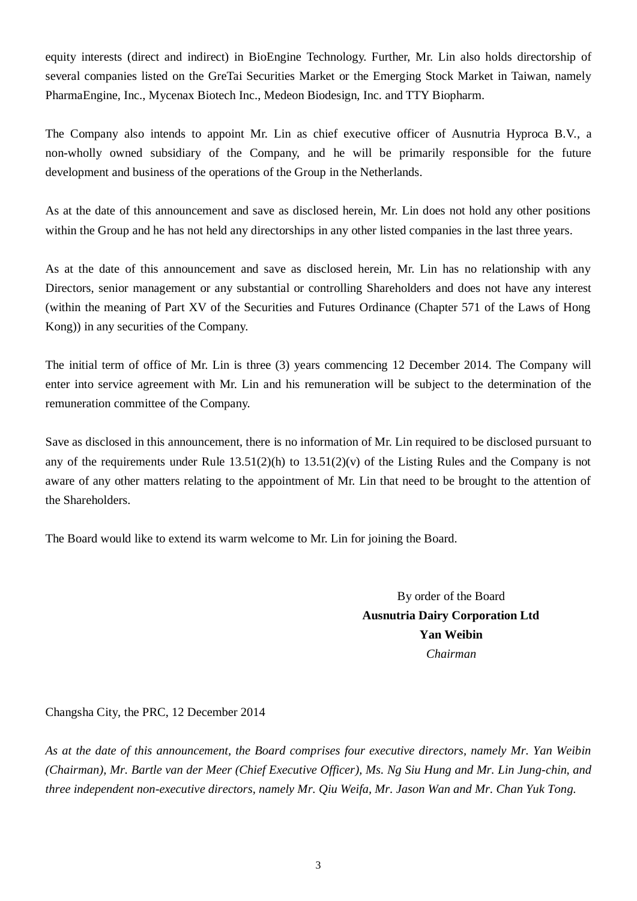equity interests (direct and indirect) in BioEngine Technology. Further, Mr. Lin also holds directorship of several companies listed on the GreTai Securities Market or the Emerging Stock Market in Taiwan, namely PharmaEngine, Inc., Mycenax Biotech Inc., Medeon Biodesign, Inc. and TTY Biopharm.

The Company also intends to appoint Mr. Lin as chief executive officer of Ausnutria Hyproca B.V., a non-wholly owned subsidiary of the Company, and he will be primarily responsible for the future development and business of the operations of the Group in the Netherlands.

As at the date of this announcement and save as disclosed herein, Mr. Lin does not hold any other positions within the Group and he has not held any directorships in any other listed companies in the last three years.

As at the date of this announcement and save as disclosed herein, Mr. Lin has no relationship with any Directors, senior management or any substantial or controlling Shareholders and does not have any interest (within the meaning of Part XV of the Securities and Futures Ordinance (Chapter 571 of the Laws of Hong Kong)) in any securities of the Company.

The initial term of office of Mr. Lin is three (3) years commencing 12 December 2014. The Company will enter into service agreement with Mr. Lin and his remuneration will be subject to the determination of the remuneration committee of the Company.

Save as disclosed in this announcement, there is no information of Mr. Lin required to be disclosed pursuant to any of the requirements under Rule 13.51(2)(h) to 13.51(2)(v) of the Listing Rules and the Company is not aware of any other matters relating to the appointment of Mr. Lin that need to be brought to the attention of the Shareholders.

The Board would like to extend its warm welcome to Mr. Lin for joining the Board.

By order of the Board
**Ausnutria Dairy Corporation Ltd**
**Yan Weibin**
*Chairman*

Changsha City, the PRC, 12 December 2014

*As at the date of this announcement, the Board comprises four executive directors, namely Mr. Yan Weibin (Chairman), Mr. Bartle van der Meer (Chief Executive Officer), Ms. Ng Siu Hung and Mr. Lin Jung-chin, and three independent non-executive directors, namely Mr. Qiu Weifa, Mr. Jason Wan and Mr. Chan Yuk Tong.*